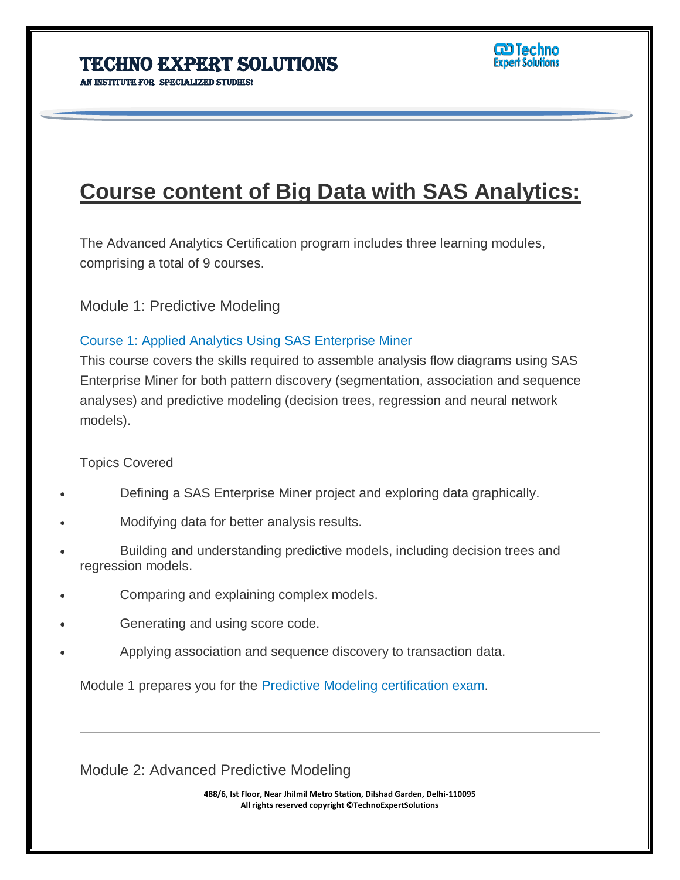# Course content of Big Data with SAS Analytics:

The Advanced Analytics Certification program includes three learning modules, comprising a total of 9 courses.

## Module 1: Predictive Modeling

### Course 1: Applied Analytics Using SAS Enterprise Miner

This course covers the skills required to assemble analysis flow diagrams using SAS Enterprise Miner for both pattern discovery (segmentation, association and sequence analyses) and predictive modeling (decision trees, regression and neural network models).

Topics Covered

- Defining a SAS Enterprise Miner project and exploring data graphically.
- Modifying data for better analysis results.
- Building and understanding predictive models, including decision trees and regression models.
- Comparing and explaining complex models.
- Generating and using score code.
- Applying association and sequence discovery to transaction data.

Module 1 prepares you for the Predictive Modeling certification exam.

---

## Module 2: Advanced Predictive Modeling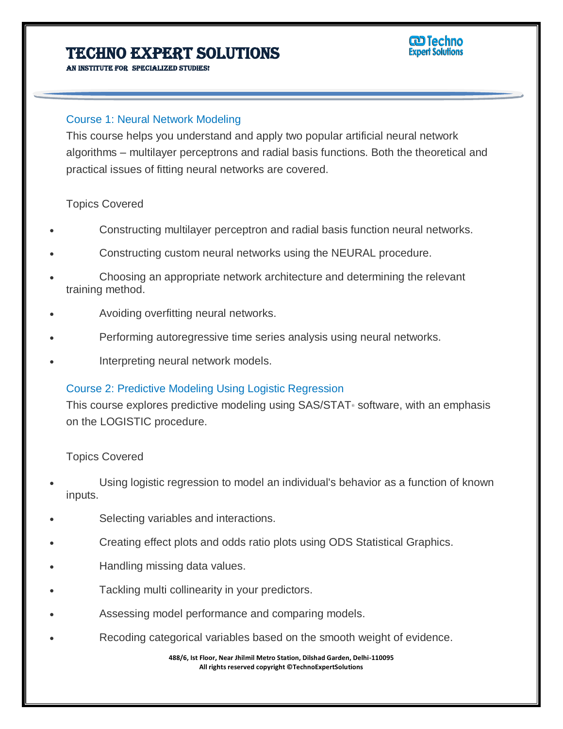## Course 1: Neural Network Modeling

This course helps you understand and apply two popular artificial neural network algorithms – multilayer perceptrons and radial basis functions. Both the theoretical and practical issues of fitting neural networks are covered.

Topics Covered

- Constructing multilayer perceptron and radial basis function neural networks.
- Constructing custom neural networks using the NEURAL procedure.
- Choosing an appropriate network architecture and determining the relevant training method.
- Avoiding overfitting neural networks.
- Performing autoregressive time series analysis using neural networks.
- Interpreting neural network models.

## Course 2: Predictive Modeling Using Logistic Regression

This course explores predictive modeling using SAS/STAT® software, with an emphasis on the LOGISTIC procedure.

Topics Covered

- Using logistic regression to model an individual's behavior as a function of known inputs.
- Selecting variables and interactions.
- Creating effect plots and odds ratio plots using ODS Statistical Graphics.
- Handling missing data values.
- Tackling multi collinearity in your predictors.
- Assessing model performance and comparing models.
- Recoding categorical variables based on the smooth weight of evidence.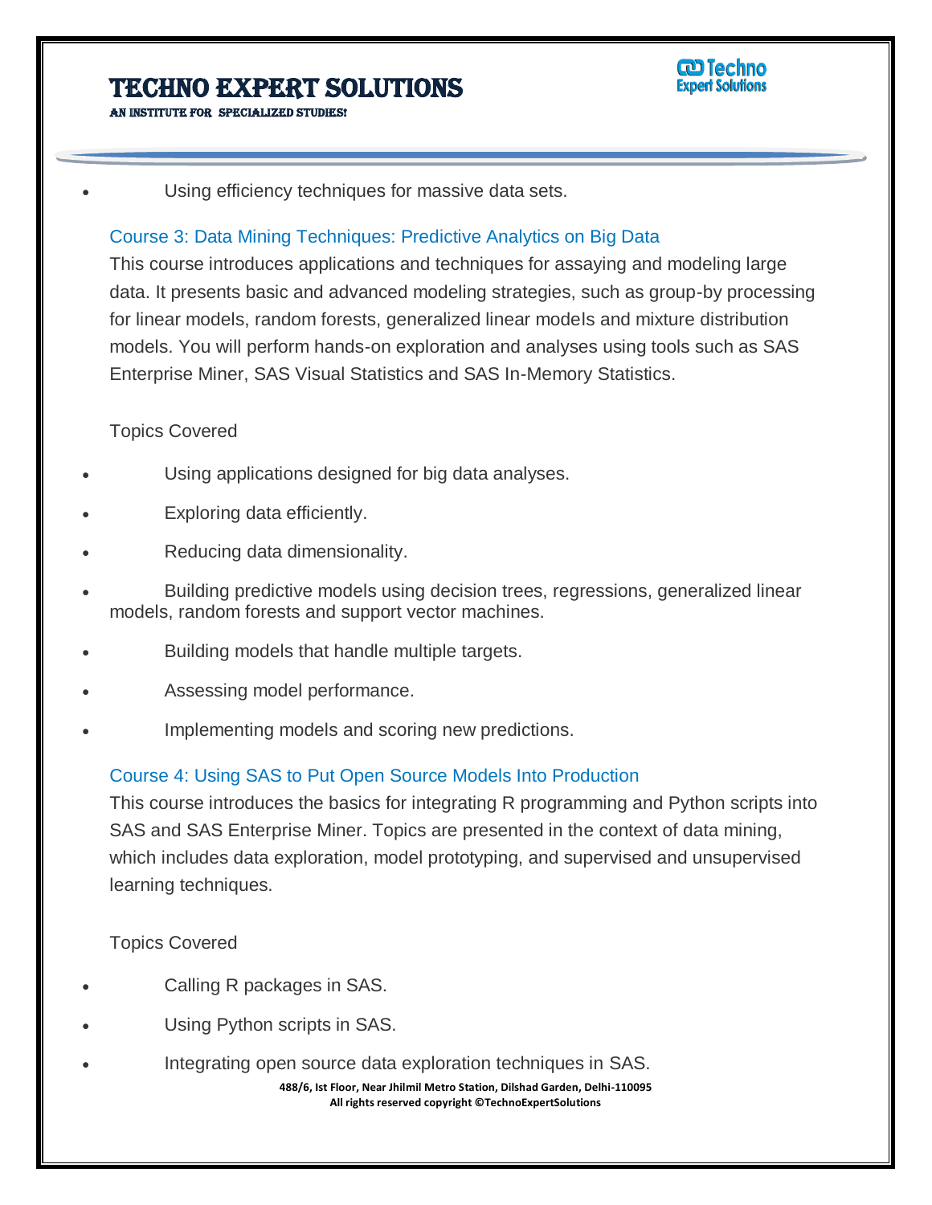- Using efficiency techniques for massive data sets.

## Course 3: Data Mining Techniques: Predictive Analytics on Big Data

This course introduces applications and techniques for assaying and modeling large data. It presents basic and advanced modeling strategies, such as group-by processing for linear models, random forests, generalized linear models and mixture distribution models. You will perform hands-on exploration and analyses using tools such as SAS Enterprise Miner, SAS Visual Statistics and SAS In-Memory Statistics.

Topics Covered

- Using applications designed for big data analyses.
- Exploring data efficiently.
- Reducing data dimensionality.
- Building predictive models using decision trees, regressions, generalized linear models, random forests and support vector machines.
- Building models that handle multiple targets.
- Assessing model performance.
- Implementing models and scoring new predictions.

## Course 4: Using SAS to Put Open Source Models Into Production

This course introduces the basics for integrating R programming and Python scripts into SAS and SAS Enterprise Miner. Topics are presented in the context of data mining, which includes data exploration, model prototyping, and supervised and unsupervised learning techniques.

Topics Covered

- Calling R packages in SAS.
- Using Python scripts in SAS.
- Integrating open source data exploration techniques in SAS.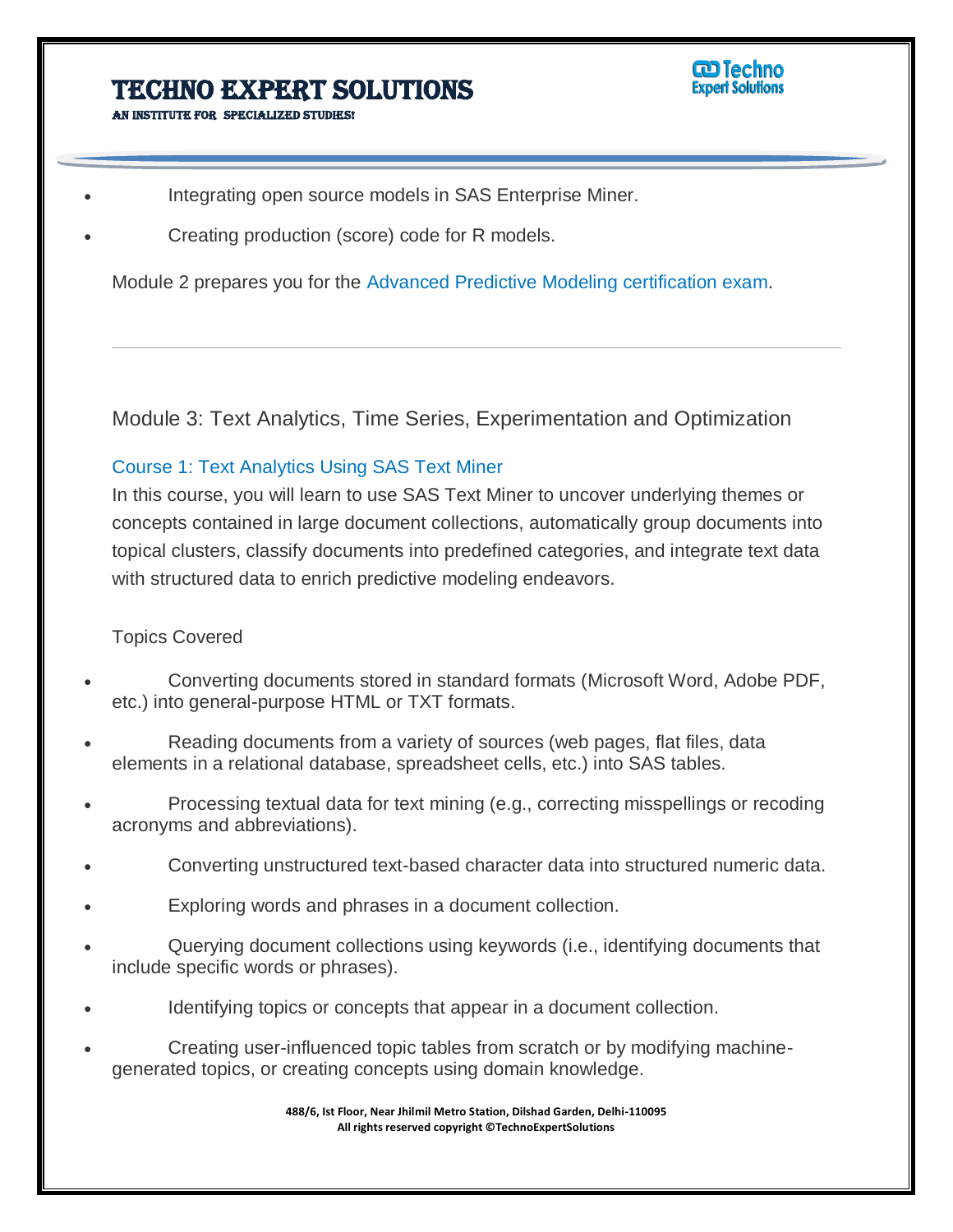- Integrating open source models in SAS Enterprise Miner.
- Creating production (score) code for R models.

Module 2 prepares you for the Advanced Predictive Modeling certification exam.

---

## Module 3: Text Analytics, Time Series, Experimentation and Optimization

### Course 1: Text Analytics Using SAS Text Miner

In this course, you will learn to use SAS Text Miner to uncover underlying themes or concepts contained in large document collections, automatically group documents into topical clusters, classify documents into predefined categories, and integrate text data with structured data to enrich predictive modeling endeavors.

Topics Covered

- Converting documents stored in standard formats (Microsoft Word, Adobe PDF, etc.) into general-purpose HTML or TXT formats.
- Reading documents from a variety of sources (web pages, flat files, data elements in a relational database, spreadsheet cells, etc.) into SAS tables.
- Processing textual data for text mining (e.g., correcting misspellings or recoding acronyms and abbreviations).
- Converting unstructured text-based character data into structured numeric data.
- Exploring words and phrases in a document collection.
- Querying document collections using keywords (i.e., identifying documents that include specific words or phrases).
- Identifying topics or concepts that appear in a document collection.
- Creating user-influenced topic tables from scratch or by modifying machine-generated topics, or creating concepts using domain knowledge.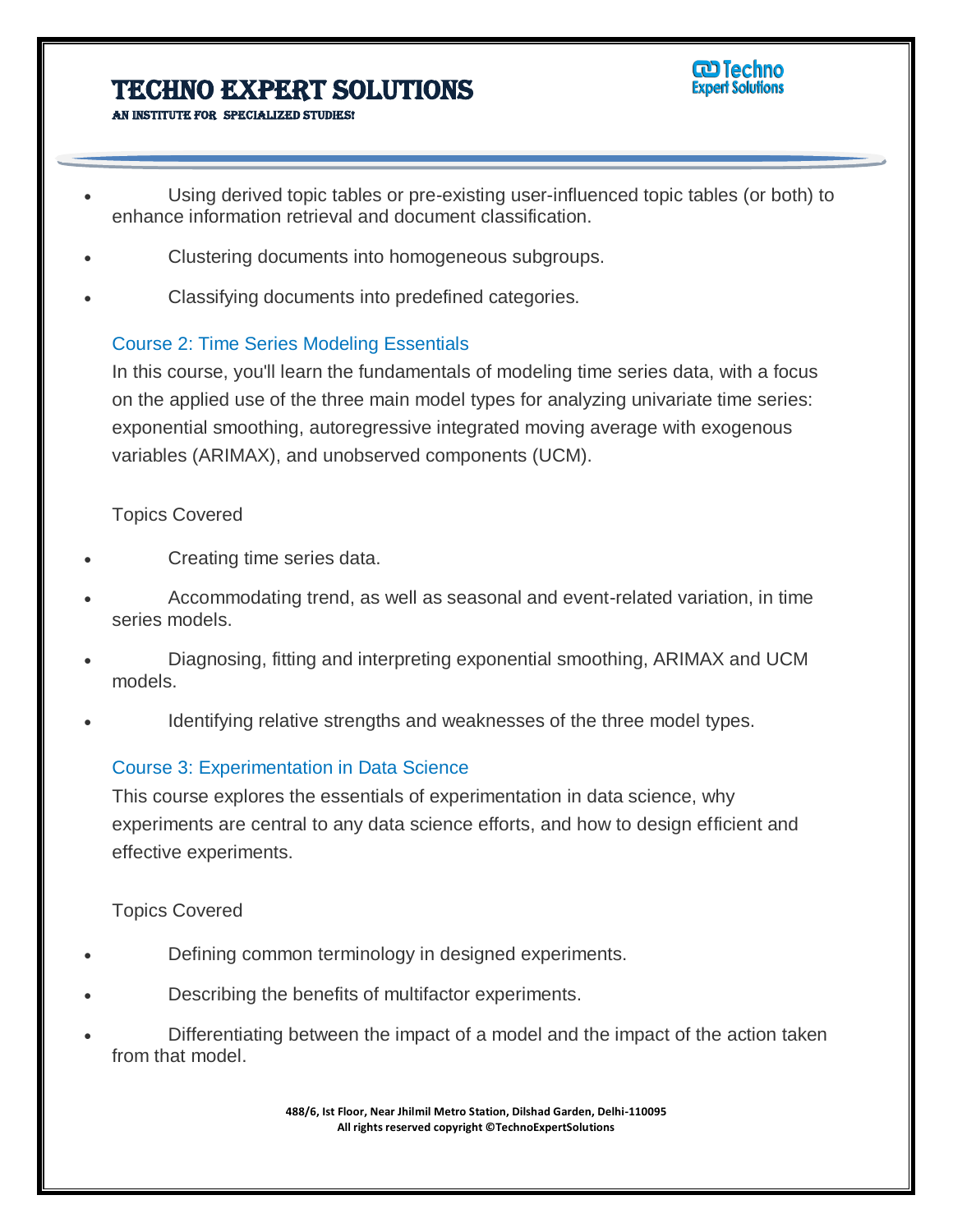- Using derived topic tables or pre-existing user-influenced topic tables (or both) to enhance information retrieval and document classification.
- Clustering documents into homogeneous subgroups.
- Classifying documents into predefined categories.

### Course 2: Time Series Modeling Essentials

In this course, you'll learn the fundamentals of modeling time series data, with a focus on the applied use of the three main model types for analyzing univariate time series: exponential smoothing, autoregressive integrated moving average with exogenous variables (ARIMAX), and unobserved components (UCM).

Topics Covered

- Creating time series data.
- Accommodating trend, as well as seasonal and event-related variation, in time series models.
- Diagnosing, fitting and interpreting exponential smoothing, ARIMAX and UCM models.
- Identifying relative strengths and weaknesses of the three model types.

### Course 3: Experimentation in Data Science

This course explores the essentials of experimentation in data science, why experiments are central to any data science efforts, and how to design efficient and effective experiments.

Topics Covered

- Defining common terminology in designed experiments.
- Describing the benefits of multifactor experiments.
- Differentiating between the impact of a model and the impact of the action taken from that model.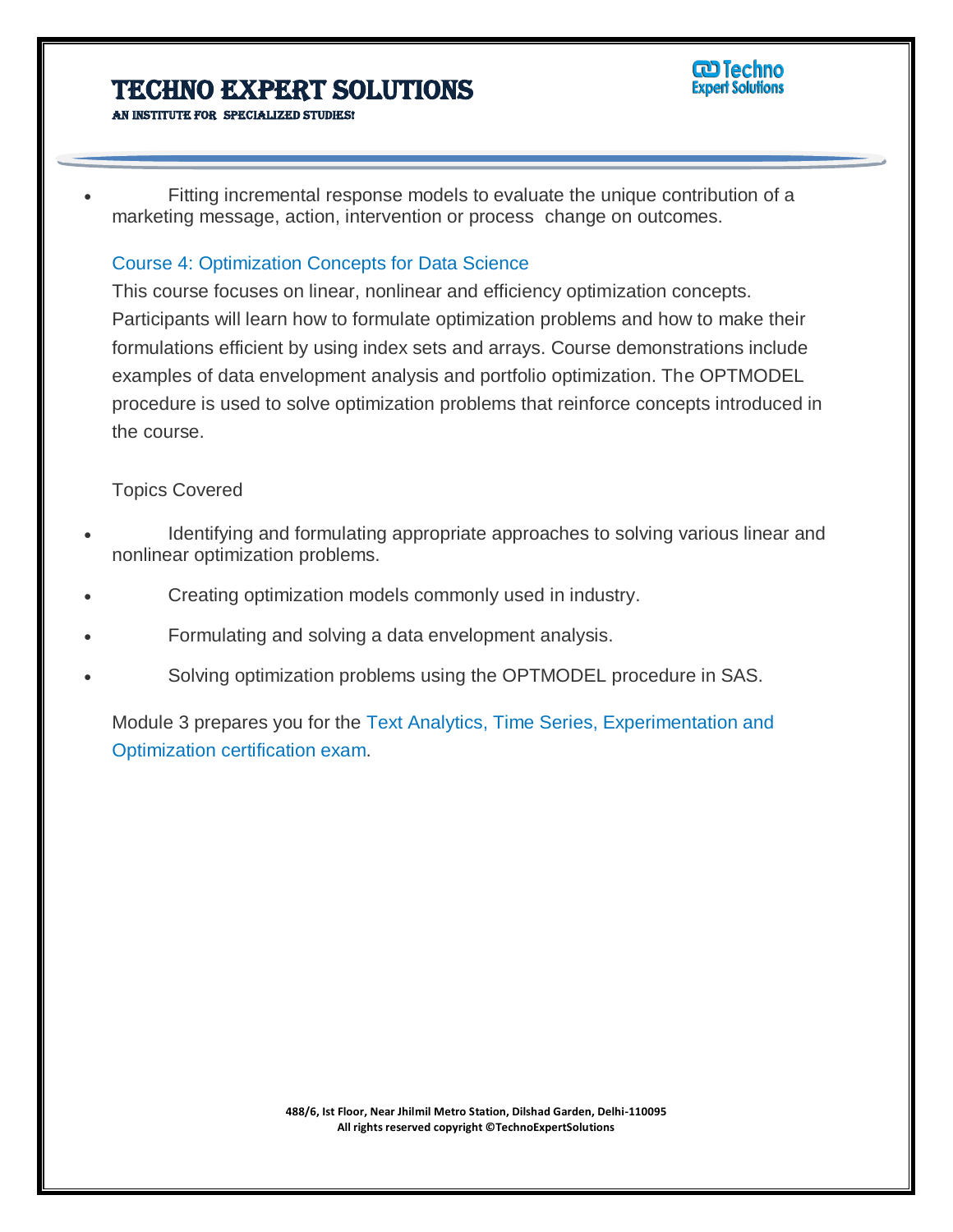- Fitting incremental response models to evaluate the unique contribution of a marketing message, action, intervention or process change on outcomes.

### Course 4: Optimization Concepts for Data Science

This course focuses on linear, nonlinear and efficiency optimization concepts. Participants will learn how to formulate optimization problems and how to make their formulations efficient by using index sets and arrays. Course demonstrations include examples of data envelopment analysis and portfolio optimization. The OPTMODEL procedure is used to solve optimization problems that reinforce concepts introduced in the course.

Topics Covered

- Identifying and formulating appropriate approaches to solving various linear and nonlinear optimization problems.
- Creating optimization models commonly used in industry.
- Formulating and solving a data envelopment analysis.
- Solving optimization problems using the OPTMODEL procedure in SAS.

Module 3 prepares you for the Text Analytics, Time Series, Experimentation and Optimization certification exam.